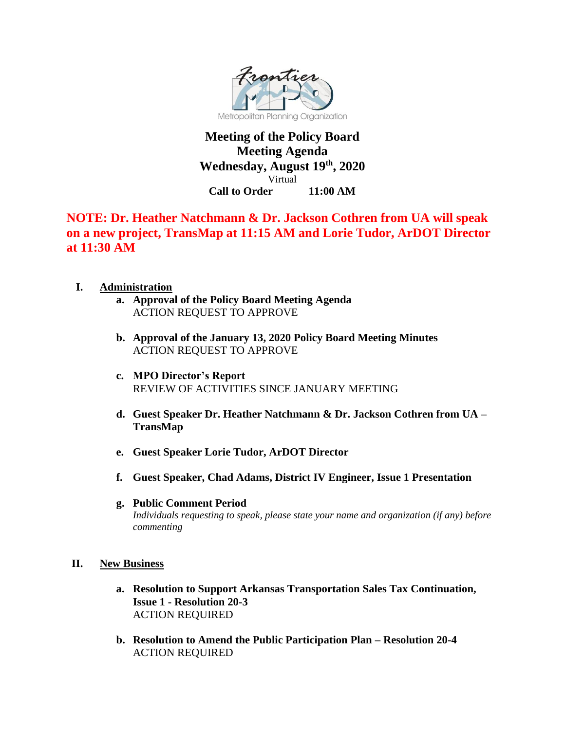Frontier MPO

Metropolitan Planning Organization

# Meeting of the Policy Board

## Meeting Agenda

## Wednesday, August 19th, 2020

Virtual

**Call to Order 11:00 AM**

**NOTE: Dr. Heather Natchmann & Dr. Jackson Cothren from UA will speak on a new project, TransMap at 11:15 AM and Lorie Tudor, ArDOT Director at 11:30 AM**

## I. Administration

a. **Approval of the Policy Board Meeting Agenda**
   ACTION REQUEST TO APPROVE

b. **Approval of the January 13, 2020 Policy Board Meeting Minutes**
   ACTION REQUEST TO APPROVE

c. **MPO Director's Report**
   REVIEW OF ACTIVITIES SINCE JANUARY MEETING

d. **Guest Speaker Dr. Heather Natchmann & Dr. Jackson Cothren from UA – TransMap**

e. **Guest Speaker Lorie Tudor, ArDOT Director**

f. **Guest Speaker, Chad Adams, District IV Engineer, Issue 1 Presentation**

g. **Public Comment Period**
   *Individuals requesting to speak, please state your name and organization (if any) before commenting*

## II. New Business

a. **Resolution to Support Arkansas Transportation Sales Tax Continuation, Issue 1 - Resolution 20-3**
   ACTION REQUIRED

b. **Resolution to Amend the Public Participation Plan – Resolution 20-4**
   ACTION REQUIRED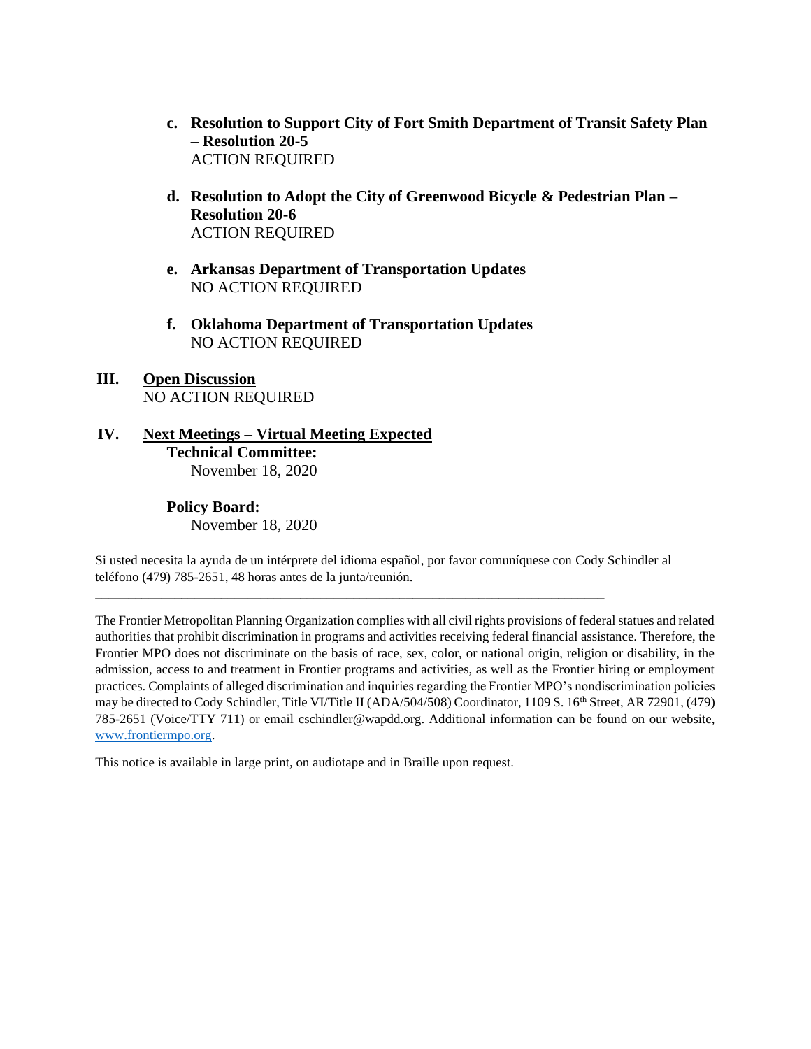c. **Resolution to Support City of Fort Smith Department of Transit Safety Plan – Resolution 20-5**
   ACTION REQUIRED

d. **Resolution to Adopt the City of Greenwood Bicycle & Pedestrian Plan – Resolution 20-6**
   ACTION REQUIRED

e. **Arkansas Department of Transportation Updates**
   NO ACTION REQUIRED

f. **Oklahoma Department of Transportation Updates**
   NO ACTION REQUIRED

**III. Open Discussion**
NO ACTION REQUIRED

**IV. Next Meetings – Virtual Meeting Expected**

**Technical Committee:**
November 18, 2020

**Policy Board:**
November 18, 2020

Si usted necesita la ayuda de un intérprete del idioma español, por favor comuníquese con Cody Schindler al teléfono (479) 785-2651, 48 horas antes de la junta/reunión.

---

The Frontier Metropolitan Planning Organization complies with all civil rights provisions of federal statues and related authorities that prohibit discrimination in programs and activities receiving federal financial assistance. Therefore, the Frontier MPO does not discriminate on the basis of race, sex, color, or national origin, religion or disability, in the admission, access to and treatment in Frontier programs and activities, as well as the Frontier hiring or employment practices. Complaints of alleged discrimination and inquiries regarding the Frontier MPO's nondiscrimination policies may be directed to Cody Schindler, Title VI/Title II (ADA/504/508) Coordinator, 1109 S. 16th Street, AR 72901, (479) 785-2651 (Voice/TTY 711) or email cschindler@wapdd.org. Additional information can be found on our website, www.frontiermpo.org.

This notice is available in large print, on audiotape and in Braille upon request.